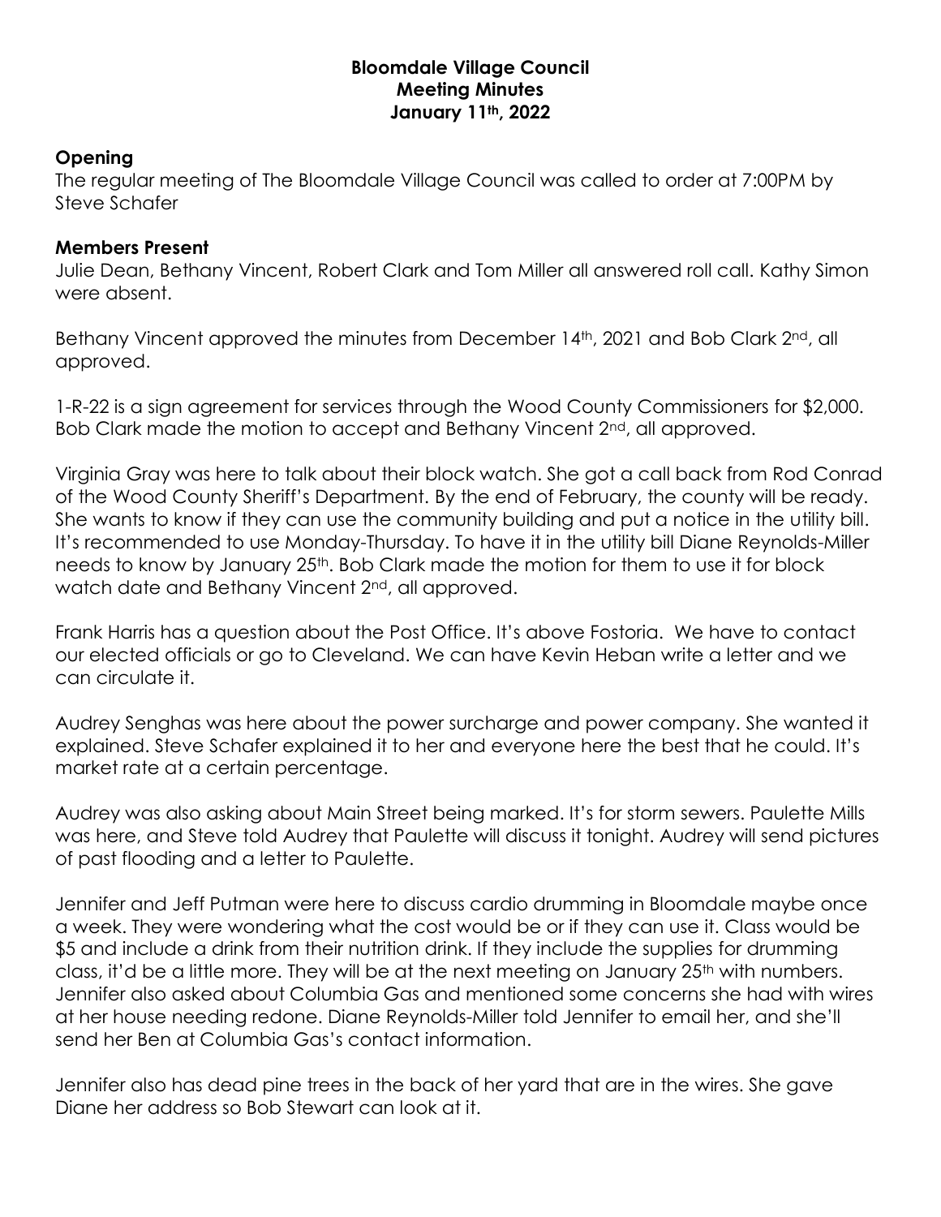**Bloomdale Village Council**
**Meeting Minutes**
**January 11th, 2022**

## Opening

The regular meeting of The Bloomdale Village Council was called to order at 7:00PM by Steve Schafer

## Members Present

Julie Dean, Bethany Vincent, Robert Clark and Tom Miller all answered roll call. Kathy Simon were absent.

Bethany Vincent approved the minutes from December 14th, 2021 and Bob Clark 2nd, all approved.

1-R-22 is a sign agreement for services through the Wood County Commissioners for $2,000. Bob Clark made the motion to accept and Bethany Vincent 2nd, all approved.

Virginia Gray was here to talk about their block watch. She got a call back from Rod Conrad of the Wood County Sheriff's Department. By the end of February, the county will be ready. She wants to know if they can use the community building and put a notice in the utility bill. It's recommended to use Monday-Thursday. To have it in the utility bill Diane Reynolds-Miller needs to know by January 25th. Bob Clark made the motion for them to use it for block watch date and Bethany Vincent 2nd, all approved.

Frank Harris has a question about the Post Office. It's above Fostoria. We have to contact our elected officials or go to Cleveland. We can have Kevin Heban write a letter and we can circulate it.

Audrey Senghas was here about the power surcharge and power company. She wanted it explained. Steve Schafer explained it to her and everyone here the best that he could. It's market rate at a certain percentage.

Audrey was also asking about Main Street being marked. It's for storm sewers. Paulette Mills was here, and Steve told Audrey that Paulette will discuss it tonight. Audrey will send pictures of past flooding and a letter to Paulette.

Jennifer and Jeff Putman were here to discuss cardio drumming in Bloomdale maybe once a week. They were wondering what the cost would be or if they can use it. Class would be $5 and include a drink from their nutrition drink. If they include the supplies for drumming class, it'd be a little more. They will be at the next meeting on January 25th with numbers. Jennifer also asked about Columbia Gas and mentioned some concerns she had with wires at her house needing redone. Diane Reynolds-Miller told Jennifer to email her, and she'll send her Ben at Columbia Gas's contact information.

Jennifer also has dead pine trees in the back of her yard that are in the wires. She gave Diane her address so Bob Stewart can look at it.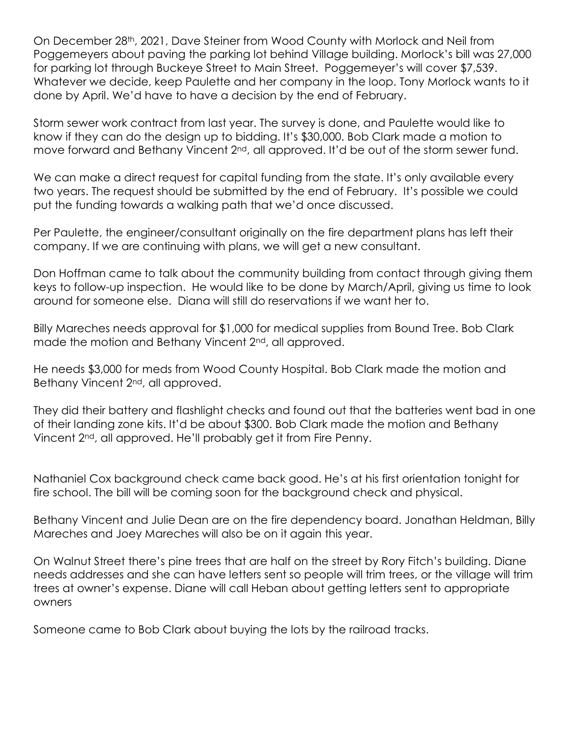On December 28th, 2021, Dave Steiner from Wood County with Morlock and Neil from Poggemeyers about paving the parking lot behind Village building. Morlock's bill was 27,000 for parking lot through Buckeye Street to Main Street. Poggemeyer's will cover $7,539. Whatever we decide, keep Paulette and her company in the loop. Tony Morlock wants to it done by April. We'd have to have a decision by the end of February.

Storm sewer work contract from last year. The survey is done, and Paulette would like to know if they can do the design up to bidding. It's $30,000. Bob Clark made a motion to move forward and Bethany Vincent 2nd, all approved. It'd be out of the storm sewer fund.

We can make a direct request for capital funding from the state. It's only available every two years. The request should be submitted by the end of February. It's possible we could put the funding towards a walking path that we'd once discussed.

Per Paulette, the engineer/consultant originally on the fire department plans has left their company. If we are continuing with plans, we will get a new consultant.

Don Hoffman came to talk about the community building from contact through giving them keys to follow-up inspection. He would like to be done by March/April, giving us time to look around for someone else. Diana will still do reservations if we want her to.

Billy Mareches needs approval for $1,000 for medical supplies from Bound Tree. Bob Clark made the motion and Bethany Vincent 2nd, all approved.

He needs $3,000 for meds from Wood County Hospital. Bob Clark made the motion and Bethany Vincent 2nd, all approved.

They did their battery and flashlight checks and found out that the batteries went bad in one of their landing zone kits. It'd be about $300. Bob Clark made the motion and Bethany Vincent 2nd, all approved. He'll probably get it from Fire Penny.

Nathaniel Cox background check came back good. He's at his first orientation tonight for fire school. The bill will be coming soon for the background check and physical.

Bethany Vincent and Julie Dean are on the fire dependency board. Jonathan Heldman, Billy Mareches and Joey Mareches will also be on it again this year.

On Walnut Street there's pine trees that are half on the street by Rory Fitch's building. Diane needs addresses and she can have letters sent so people will trim trees, or the village will trim trees at owner's expense. Diane will call Heban about getting letters sent to appropriate owners

Someone came to Bob Clark about buying the lots by the railroad tracks.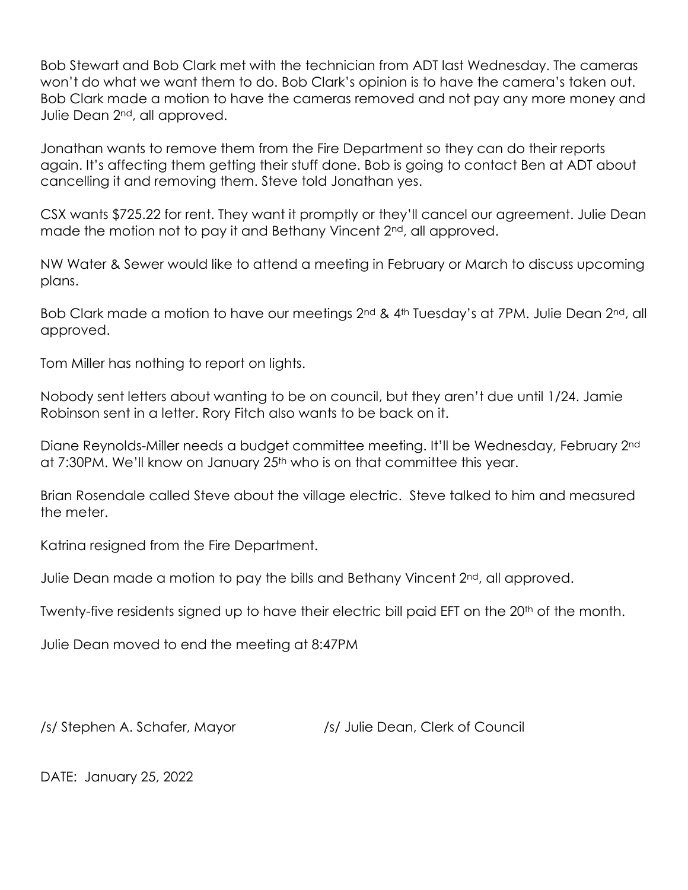Bob Stewart and Bob Clark met with the technician from ADT last Wednesday. The cameras won't do what we want them to do. Bob Clark's opinion is to have the camera's taken out. Bob Clark made a motion to have the cameras removed and not pay any more money and Julie Dean 2nd, all approved.

Jonathan wants to remove them from the Fire Department so they can do their reports again. It's affecting them getting their stuff done. Bob is going to contact Ben at ADT about cancelling it and removing them. Steve told Jonathan yes.

CSX wants $725.22 for rent. They want it promptly or they'll cancel our agreement. Julie Dean made the motion not to pay it and Bethany Vincent 2nd, all approved.

NW Water & Sewer would like to attend a meeting in February or March to discuss upcoming plans.

Bob Clark made a motion to have our meetings 2nd & 4th Tuesday's at 7PM. Julie Dean 2nd, all approved.

Tom Miller has nothing to report on lights.

Nobody sent letters about wanting to be on council, but they aren't due until 1/24. Jamie Robinson sent in a letter. Rory Fitch also wants to be back on it.

Diane Reynolds-Miller needs a budget committee meeting. It'll be Wednesday, February 2nd at 7:30PM. We'll know on January 25th who is on that committee this year.

Brian Rosendale called Steve about the village electric. Steve talked to him and measured the meter.

Katrina resigned from the Fire Department.

Julie Dean made a motion to pay the bills and Bethany Vincent 2nd, all approved.

Twenty-five residents signed up to have their electric bill paid EFT on the 20th of the month.

Julie Dean moved to end the meeting at 8:47PM

/s/ Stephen A. Schafer, Mayor     /s/ Julie Dean, Clerk of Council

DATE: January 25, 2022